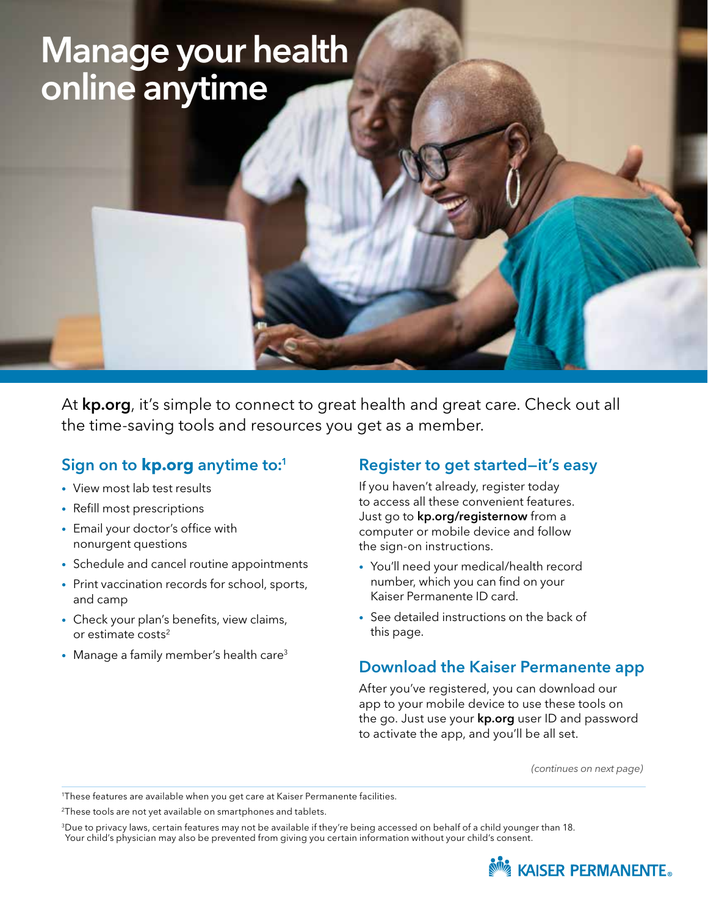# Manage your health online anytime

At **kp.org**, it's simple to connect to great health and great care. Check out all the time-saving tools and resources you get as a member.

## Sign on to **kp.org** anytime to:[1]

- View most lab test results
- Refill most prescriptions
- Email your doctor's office with nonurgent questions
- Schedule and cancel routine appointments
- Print vaccination records for school, sports, and camp
- Check your plan's benefits, view claims, or estimate costs[2]
- Manage a family member's health care[3]

## Register to get started—it's easy

If you haven't already, register today to access all these convenient features. Just go to **kp.org/registernow** from a computer or mobile device and follow the sign-on instructions.

- You'll need your medical/health record number, which you can find on your Kaiser Permanente ID card.
- See detailed instructions on the back of this page.

## Download the Kaiser Permanente app

After you've registered, you can download our app to your mobile device to use these tools on the go. Just use your **kp.org** user ID and password to activate the app, and you'll be all set.

*(continues on next page)*

[1]These features are available when you get care at Kaiser Permanente facilities.

[2]These tools are not yet available on smartphones and tablets.

[3]Due to privacy laws, certain features may not be available if they're being accessed on behalf of a child younger than 18. Your child's physician may also be prevented from giving you certain information without your child's consent.

KAISER PERMANENTE®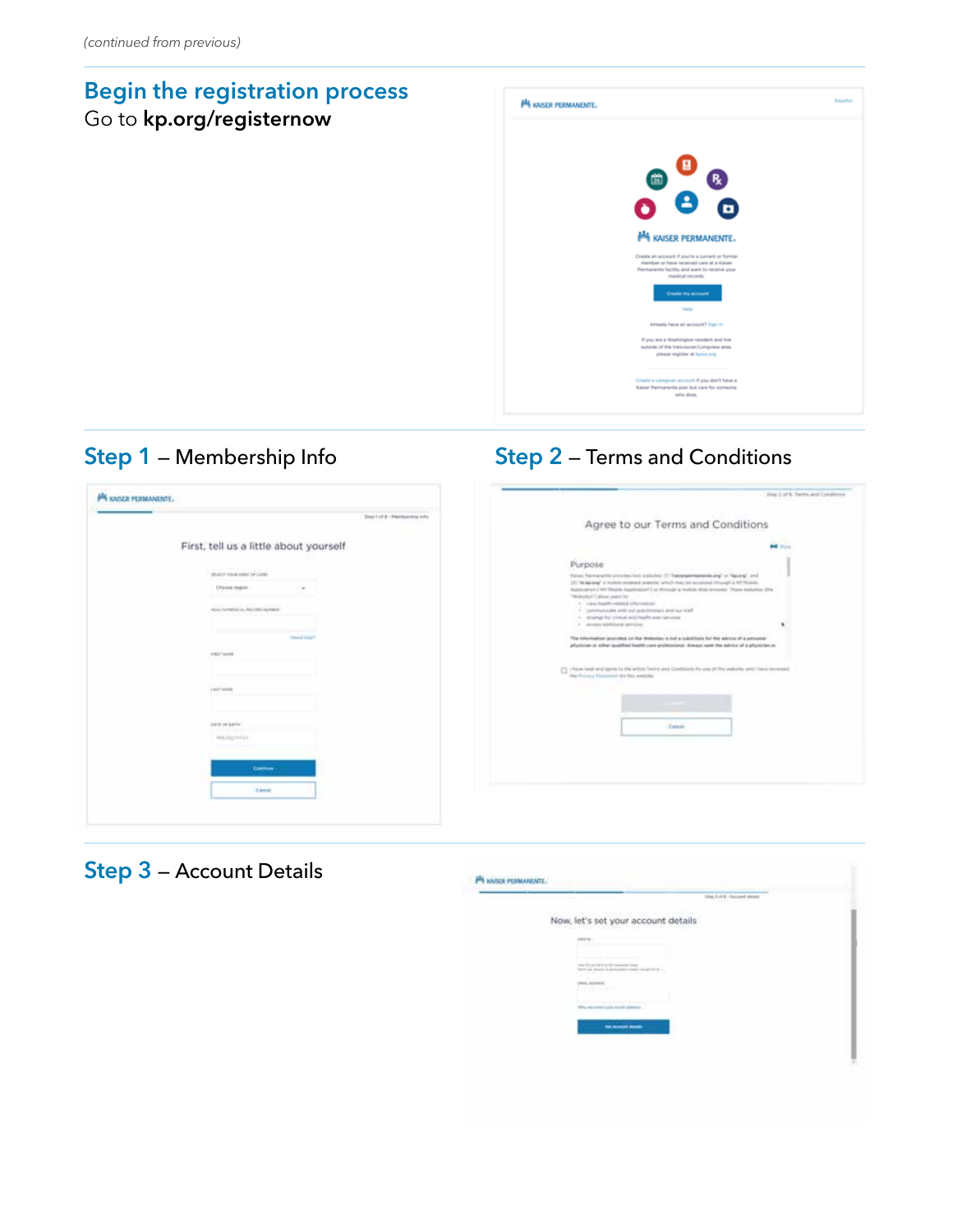*(continued from previous)*

## Begin the registration process

Go to **kp.org/registernow**

## Step 1 – Membership Info

## Step 2 – Terms and Conditions

## Step 3 – Account Details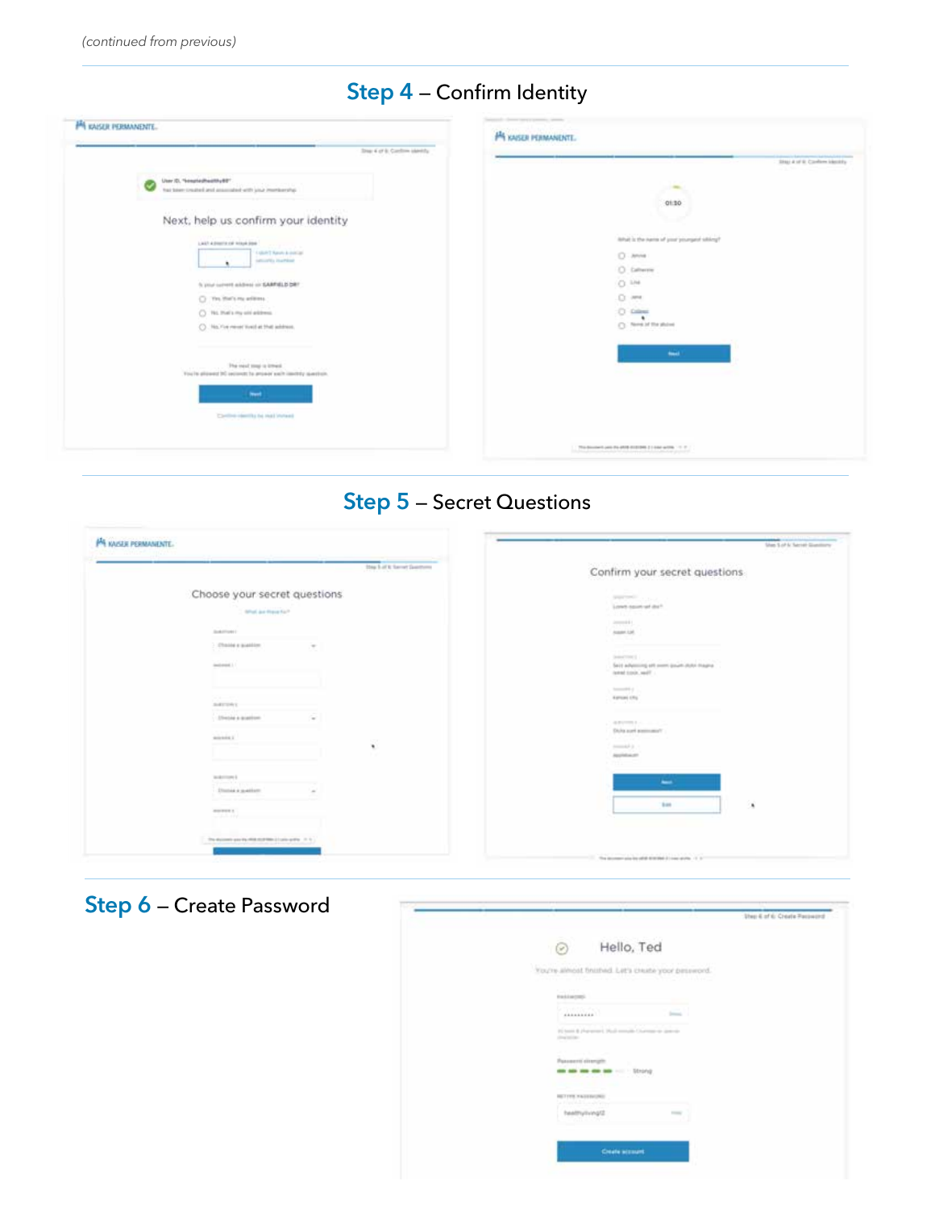*(continued from previous)*

## Step 4 – Confirm Identity

## Step 5 – Secret Questions

## Step 6 – Create Password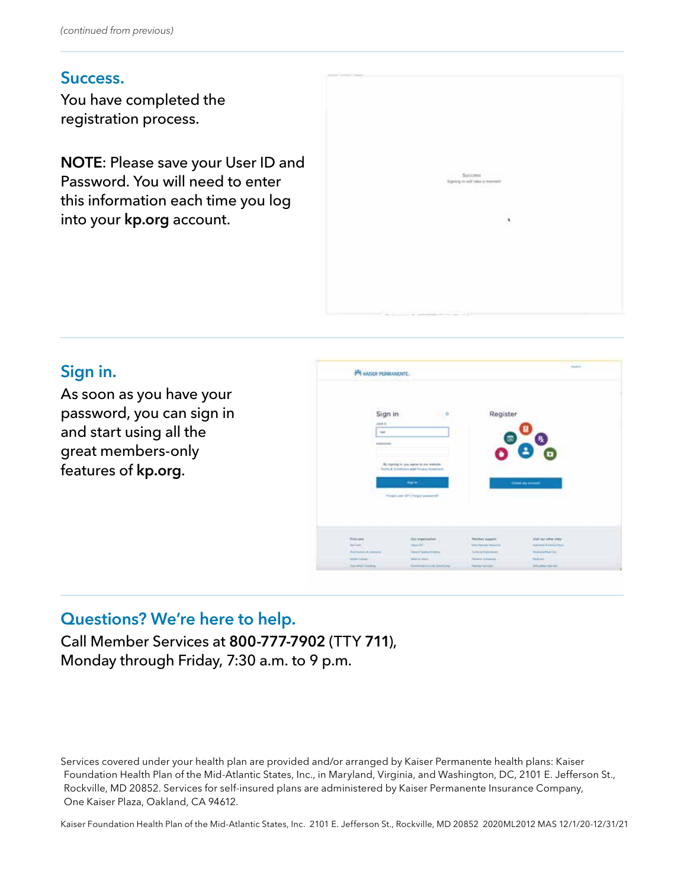*(continued from previous)*

## Success.

You have completed the registration process.

**NOTE**: Please save your User ID and Password. You will need to enter this information each time you log into your **kp.org** account.

## Sign in.

As soon as you have your password, you can sign in and start using all the great members-only features of **kp.org**.

## Questions? We're here to help.

Call Member Services at **800-777-7902** (TTY **711**), Monday through Friday, 7:30 a.m. to 9 p.m.

Services covered under your health plan are provided and/or arranged by Kaiser Permanente health plans: Kaiser Foundation Health Plan of the Mid-Atlantic States, Inc., in Maryland, Virginia, and Washington, DC, 2101 E. Jefferson St., Rockville, MD 20852. Services for self-insured plans are administered by Kaiser Permanente Insurance Company, One Kaiser Plaza, Oakland, CA 94612.

Kaiser Foundation Health Plan of the Mid-Atlantic States, Inc. 2101 E. Jefferson St., Rockville, MD 20852 2020ML2012 MAS 12/1/20-12/31/21